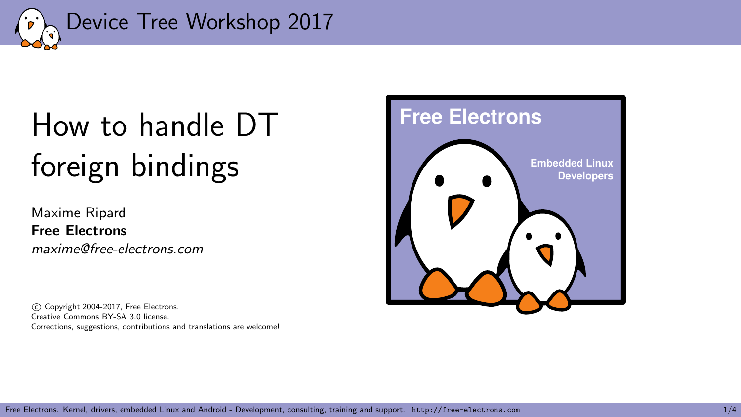# How to handle DT foreign bindings

Maxime Ripard

**Free Electrons**

*maxime@free-electrons.com*

© Copyright 2004-2017, Free Electrons.
Creative Commons BY-SA 3.0 license.
Corrections, suggestions, contributions and translations are welcome!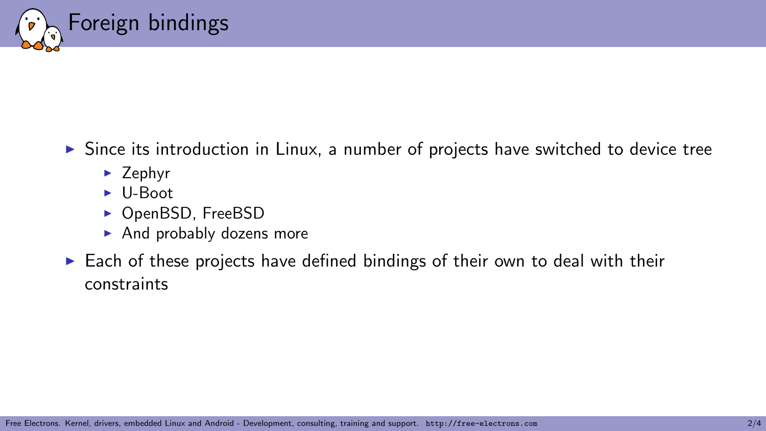# Foreign bindings

- Since its introduction in Linux, a number of projects have switched to device tree
  - Zephyr
  - U-Boot
  - OpenBSD, FreeBSD
  - And probably dozens more
- Each of these projects have defined bindings of their own to deal with their constraints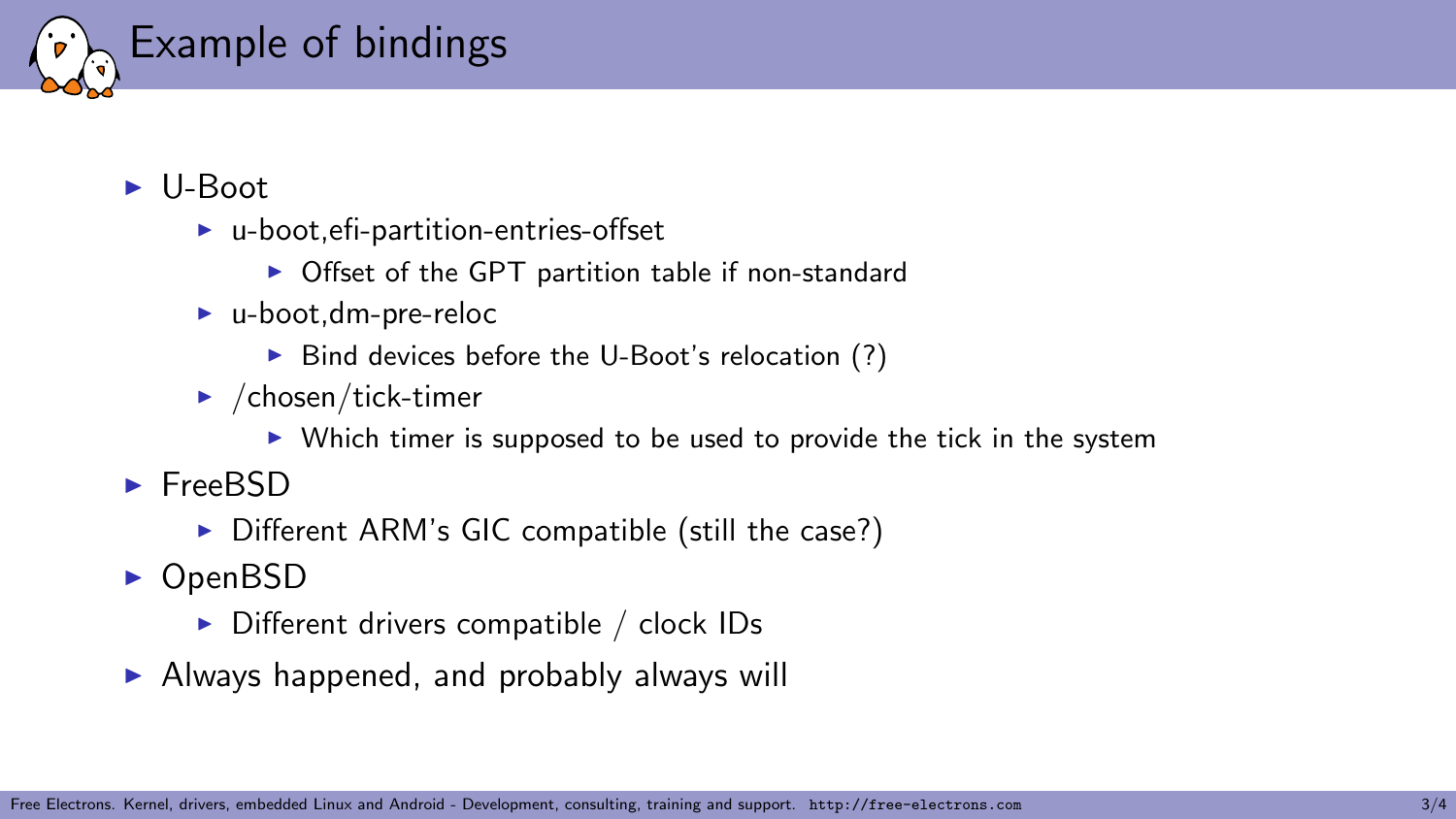# Example of bindings

- U-Boot
  - u-boot,efi-partition-entries-offset
    - Offset of the GPT partition table if non-standard
  - u-boot,dm-pre-reloc
    - Bind devices before the U-Boot's relocation (?)
  - /chosen/tick-timer
    - Which timer is supposed to be used to provide the tick in the system
- FreeBSD
  - Different ARM's GIC compatible (still the case?)
- OpenBSD
  - Different drivers compatible / clock IDs
- Always happened, and probably always will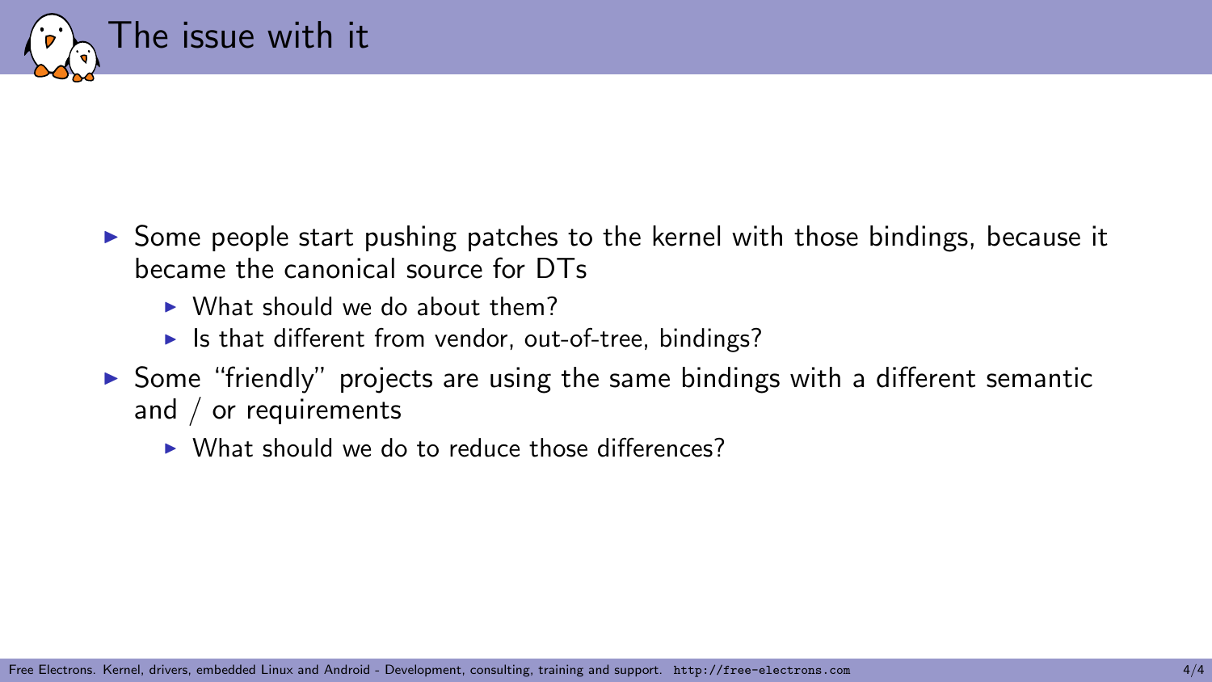# The issue with it

- Some people start pushing patches to the kernel with those bindings, because it became the canonical source for DTs
  - What should we do about them?
  - Is that different from vendor, out-of-tree, bindings?
- Some "friendly" projects are using the same bindings with a different semantic and / or requirements
  - What should we do to reduce those differences?